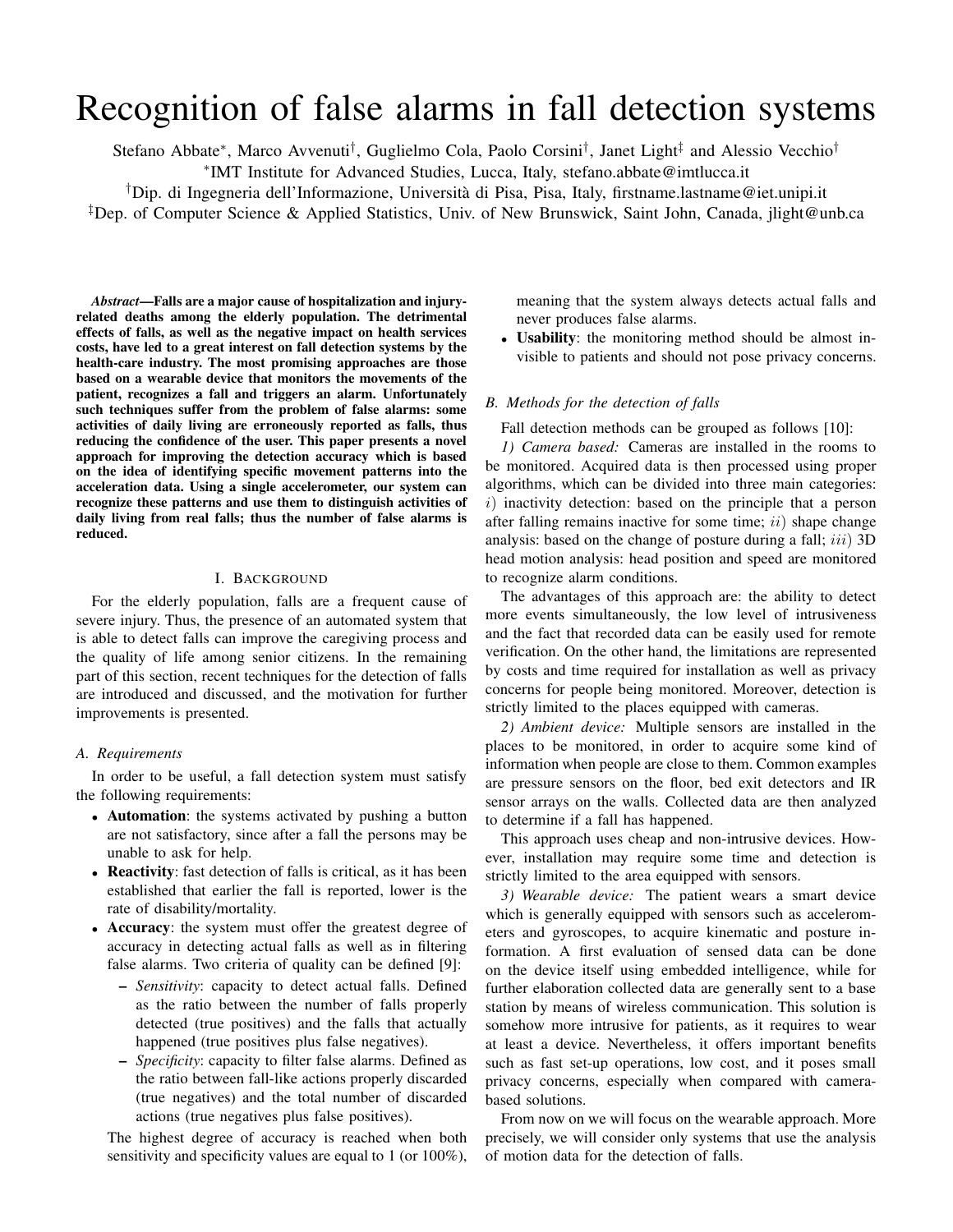# Recognition of false alarms in fall detection systems

Stefano Abbate*, Marco Avvenuti†, Guglielmo Cola, Paolo Corsini†, Janet Light‡ and Alessio Vecchio†

*IMT Institute for Advanced Studies, Lucca, Italy, stefano.abbate@imtlucca.it

†Dip. di Ingegneria dell'Informazione, Università di Pisa, Pisa, Italy, firstname.lastname@iet.unipi.it

‡Dep. of Computer Science & Applied Statistics, Univ. of New Brunswick, Saint John, Canada, jlight@unb.ca

***Abstract*—Falls are a major cause of hospitalization and injury-related deaths among the elderly population. The detrimental effects of falls, as well as the negative impact on health services costs, have led to a great interest on fall detection systems by the health-care industry. The most promising approaches are those based on a wearable device that monitors the movements of the patient, recognizes a fall and triggers an alarm. Unfortunately such techniques suffer from the problem of false alarms: some activities of daily living are erroneously reported as falls, thus reducing the confidence of the user. This paper presents a novel approach for improving the detection accuracy which is based on the idea of identifying specific movement patterns into the acceleration data. Using a single accelerometer, our system can recognize these patterns and use them to distinguish activities of daily living from real falls; thus the number of false alarms is reduced.**

## I. Background

For the elderly population, falls are a frequent cause of severe injury. Thus, the presence of an automated system that is able to detect falls can improve the caregiving process and the quality of life among senior citizens. In the remaining part of this section, recent techniques for the detection of falls are introduced and discussed, and the motivation for further improvements is presented.

### A. Requirements

In order to be useful, a fall detection system must satisfy the following requirements:

- **Automation**: the systems activated by pushing a button are not satisfactory, since after a fall the persons may be unable to ask for help.
- **Reactivity**: fast detection of falls is critical, as it has been established that earlier the fall is reported, lower is the rate of disability/mortality.
- **Accuracy**: the system must offer the greatest degree of accuracy in detecting actual falls as well as in filtering false alarms. Two criteria of quality can be defined [9]:
  - *Sensitivity*: capacity to detect actual falls. Defined as the ratio between the number of falls properly detected (true positives) and the falls that actually happened (true positives plus false negatives).
  - *Specificity*: capacity to filter false alarms. Defined as the ratio between fall-like actions properly discarded (true negatives) and the total number of discarded actions (true negatives plus false positives).

The highest degree of accuracy is reached when both sensitivity and specificity values are equal to 1 (or 100%), meaning that the system always detects actual falls and never produces false alarms.

- **Usability**: the monitoring method should be almost invisible to patients and should not pose privacy concerns.

### B. Methods for the detection of falls

Fall detection methods can be grouped as follows [10]:

*1) Camera based:* Cameras are installed in the rooms to be monitored. Acquired data is then processed using proper algorithms, which can be divided into three main categories: $i$) inactivity detection: based on the principle that a person after falling remains inactive for some time; $ii$) shape change analysis: based on the change of posture during a fall; $iii$) 3D head motion analysis: head position and speed are monitored to recognize alarm conditions.

The advantages of this approach are: the ability to detect more events simultaneously, the low level of intrusiveness and the fact that recorded data can be easily used for remote verification. On the other hand, the limitations are represented by costs and time required for installation as well as privacy concerns for people being monitored. Moreover, detection is strictly limited to the places equipped with cameras.

*2) Ambient device:* Multiple sensors are installed in the places to be monitored, in order to acquire some kind of information when people are close to them. Common examples are pressure sensors on the floor, bed exit detectors and IR sensor arrays on the walls. Collected data are then analyzed to determine if a fall has happened.

This approach uses cheap and non-intrusive devices. However, installation may require some time and detection is strictly limited to the area equipped with sensors.

*3) Wearable device:* The patient wears a smart device which is generally equipped with sensors such as accelerometers and gyroscopes, to acquire kinematic and posture information. A first evaluation of sensed data can be done on the device itself using embedded intelligence, while for further elaboration collected data are generally sent to a base station by means of wireless communication. This solution is somehow more intrusive for patients, as it requires to wear at least a device. Nevertheless, it offers important benefits such as fast set-up operations, low cost, and it poses small privacy concerns, especially when compared with camera-based solutions.

From now on we will focus on the wearable approach. More precisely, we will consider only systems that use the analysis of motion data for the detection of falls.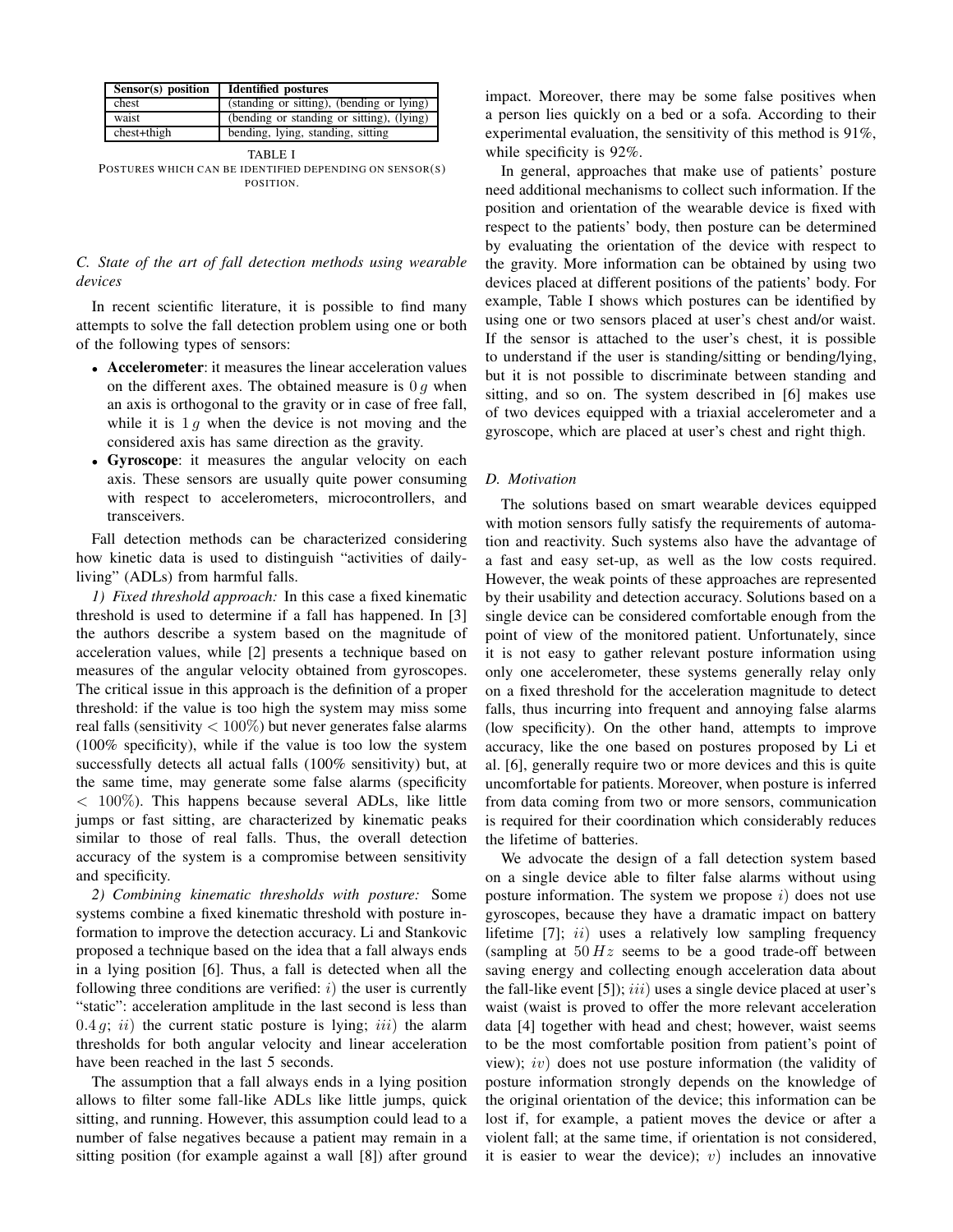| Sensor(s) position | Identified postures |
|---|---|
| chest | (standing or sitting), (bending or lying) |
| waist | (bending or standing or sitting), (lying) |
| chest+thigh | bending, lying, standing, sitting |

TABLE I
POSTURES WHICH CAN BE IDENTIFIED DEPENDING ON SENSOR(S) POSITION.

### C. State of the art of fall detection methods using wearable devices

In recent scientific literature, it is possible to find many attempts to solve the fall detection problem using one or both of the following types of sensors:

- **Accelerometer**: it measures the linear acceleration values on the different axes. The obtained measure is $0\,g$ when an axis is orthogonal to the gravity or in case of free fall, while it is $1\,g$ when the device is not moving and the considered axis has same direction as the gravity.
- **Gyroscope**: it measures the angular velocity on each axis. These sensors are usually quite power consuming with respect to accelerometers, microcontrollers, and transceivers.

Fall detection methods can be characterized considering how kinetic data is used to distinguish "activities of daily-living" (ADLs) from harmful falls.

*1) Fixed threshold approach:* In this case a fixed kinematic threshold is used to determine if a fall has happened. In [3] the authors describe a system based on the magnitude of acceleration values, while [2] presents a technique based on measures of the angular velocity obtained from gyroscopes. The critical issue in this approach is the definition of a proper threshold: if the value is too high the system may miss some real falls (sensitivity $< 100\%$) but never generates false alarms (100% specificity), while if the value is too low the system successfully detects all actual falls (100% sensitivity) but, at the same time, may generate some false alarms (specificity $< 100\%$). This happens because several ADLs, like little jumps or fast sitting, are characterized by kinematic peaks similar to those of real falls. Thus, the overall detection accuracy of the system is a compromise between sensitivity and specificity.

*2) Combining kinematic thresholds with posture:* Some systems combine a fixed kinematic threshold with posture information to improve the detection accuracy. Li and Stankovic proposed a technique based on the idea that a fall always ends in a lying position [6]. Thus, a fall is detected when all the following three conditions are verified: $i)$ the user is currently "static": acceleration amplitude in the last second is less than $0.4\,g$; $ii)$ the current static posture is lying; $iii)$ the alarm thresholds for both angular velocity and linear acceleration have been reached in the last 5 seconds.

The assumption that a fall always ends in a lying position allows to filter some fall-like ADLs like little jumps, quick sitting, and running. However, this assumption could lead to a number of false negatives because a patient may remain in a sitting position (for example against a wall [8]) after ground impact. Moreover, there may be some false positives when a person lies quickly on a bed or a sofa. According to their experimental evaluation, the sensitivity of this method is 91%, while specificity is 92%.

In general, approaches that make use of patients' posture need additional mechanisms to collect such information. If the position and orientation of the wearable device is fixed with respect to the patients' body, then posture can be determined by evaluating the orientation of the device with respect to the gravity. More information can be obtained by using two devices placed at different positions of the patients' body. For example, Table I shows which postures can be identified by using one or two sensors placed at user's chest and/or waist. If the sensor is attached to the user's chest, it is possible to understand if the user is standing/sitting or bending/lying, but it is not possible to discriminate between standing and sitting, and so on. The system described in [6] makes use of two devices equipped with a triaxial accelerometer and a gyroscope, which are placed at user's chest and right thigh.

### D. Motivation

The solutions based on smart wearable devices equipped with motion sensors fully satisfy the requirements of automation and reactivity. Such systems also have the advantage of a fast and easy set-up, as well as the low costs required. However, the weak points of these approaches are represented by their usability and detection accuracy. Solutions based on a single device can be considered comfortable enough from the point of view of the monitored patient. Unfortunately, since it is not easy to gather relevant posture information using only one accelerometer, these systems generally relay only on a fixed threshold for the acceleration magnitude to detect falls, thus incurring into frequent and annoying false alarms (low specificity). On the other hand, attempts to improve accuracy, like the one based on postures proposed by Li et al. [6], generally require two or more devices and this is quite uncomfortable for patients. Moreover, when posture is inferred from data coming from two or more sensors, communication is required for their coordination which considerably reduces the lifetime of batteries.

We advocate the design of a fall detection system based on a single device able to filter false alarms without using posture information. The system we propose $i)$ does not use gyroscopes, because they have a dramatic impact on battery lifetime [7]; $ii)$ uses a relatively low sampling frequency (sampling at $50\,Hz$ seems to be a good trade-off between saving energy and collecting enough acceleration data about the fall-like event [5]); $iii)$ uses a single device placed at user's waist (waist is proved to offer the more relevant acceleration data [4] together with head and chest; however, waist seems to be the most comfortable position from patient's point of view); $iv)$ does not use posture information (the validity of posture information strongly depends on the knowledge of the original orientation of the device; this information can be lost if, for example, a patient moves the device or after a violent fall; at the same time, if orientation is not considered, it is easier to wear the device); $v)$ includes an innovative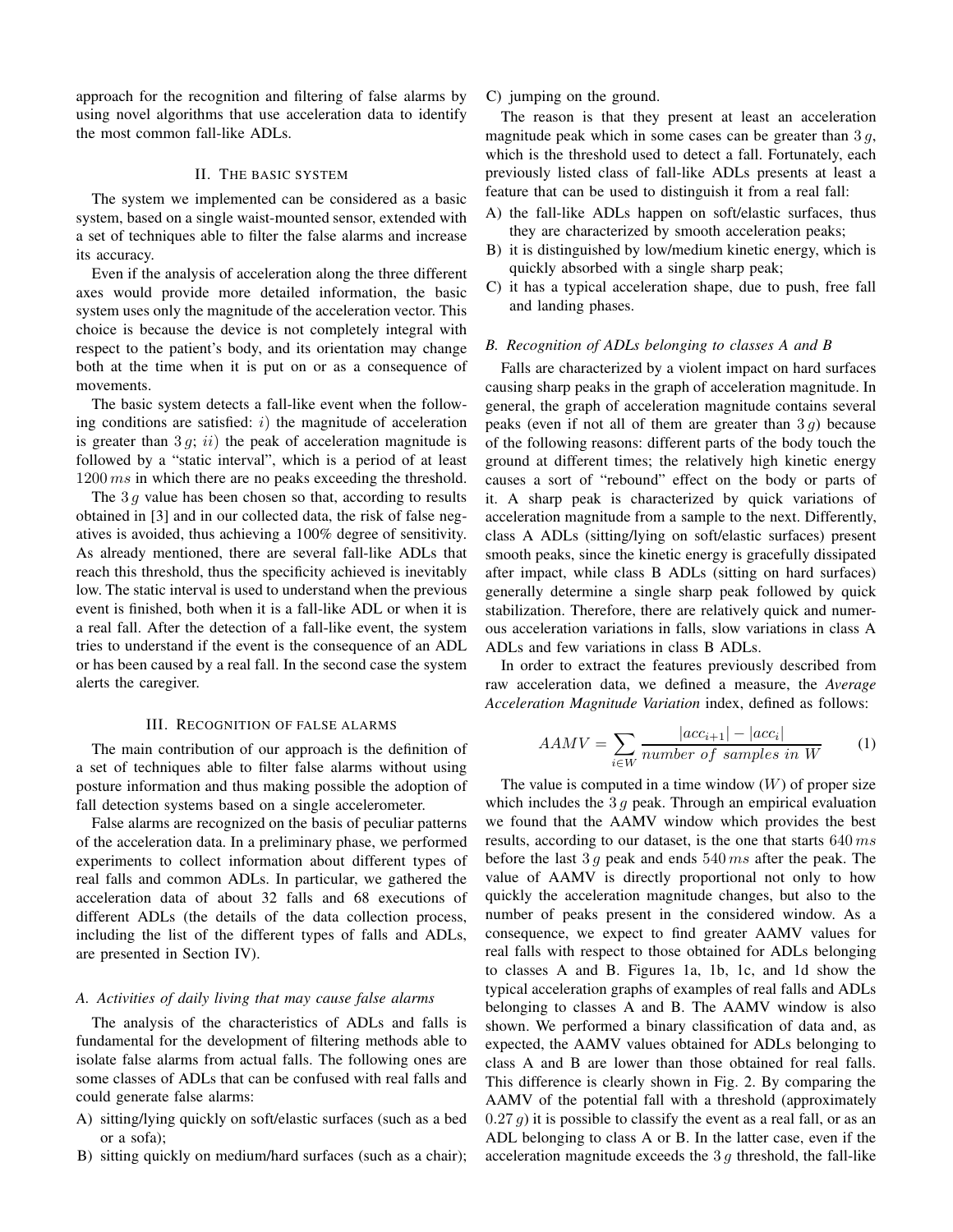approach for the recognition and filtering of false alarms by using novel algorithms that use acceleration data to identify the most common fall-like ADLs.

## II. The basic system

The system we implemented can be considered as a basic system, based on a single waist-mounted sensor, extended with a set of techniques able to filter the false alarms and increase its accuracy.

Even if the analysis of acceleration along the three different axes would provide more detailed information, the basic system uses only the magnitude of the acceleration vector. This choice is because the device is not completely integral with respect to the patient's body, and its orientation may change both at the time when it is put on or as a consequence of movements.

The basic system detects a fall-like event when the following conditions are satisfied: $i)$ the magnitude of acceleration is greater than $3\,g$; $ii)$ the peak of acceleration magnitude is followed by a "static interval", which is a period of at least $1200\,ms$ in which there are no peaks exceeding the threshold.

The $3\,g$ value has been chosen so that, according to results obtained in [3] and in our collected data, the risk of false negatives is avoided, thus achieving a 100% degree of sensitivity. As already mentioned, there are several fall-like ADLs that reach this threshold, thus the specificity achieved is inevitably low. The static interval is used to understand when the previous event is finished, both when it is a fall-like ADL or when it is a real fall. After the detection of a fall-like event, the system tries to understand if the event is the consequence of an ADL or has been caused by a real fall. In the second case the system alerts the caregiver.

## III. Recognition of false alarms

The main contribution of our approach is the definition of a set of techniques able to filter false alarms without using posture information and thus making possible the adoption of fall detection systems based on a single accelerometer.

False alarms are recognized on the basis of peculiar patterns of the acceleration data. In a preliminary phase, we performed experiments to collect information about different types of real falls and common ADLs. In particular, we gathered the acceleration data of about 32 falls and 68 executions of different ADLs (the details of the data collection process, including the list of the different types of falls and ADLs, are presented in Section IV).

### *A. Activities of daily living that may cause false alarms*

The analysis of the characteristics of ADLs and falls is fundamental for the development of filtering methods able to isolate false alarms from actual falls. The following ones are some classes of ADLs that can be confused with real falls and could generate false alarms:

A) sitting/lying quickly on soft/elastic surfaces (such as a bed or a sofa);
B) sitting quickly on medium/hard surfaces (such as a chair);
C) jumping on the ground.

The reason is that they present at least an acceleration magnitude peak which in some cases can be greater than $3\,g$, which is the threshold used to detect a fall. Fortunately, each previously listed class of fall-like ADLs presents at least a feature that can be used to distinguish it from a real fall:

A) the fall-like ADLs happen on soft/elastic surfaces, thus they are characterized by smooth acceleration peaks;
B) it is distinguished by low/medium kinetic energy, which is quickly absorbed with a single sharp peak;
C) it has a typical acceleration shape, due to push, free fall and landing phases.

### *B. Recognition of ADLs belonging to classes A and B*

Falls are characterized by a violent impact on hard surfaces causing sharp peaks in the graph of acceleration magnitude. In general, the graph of acceleration magnitude contains several peaks (even if not all of them are greater than $3\,g$) because of the following reasons: different parts of the body touch the ground at different times; the relatively high kinetic energy causes a sort of "rebound" effect on the body or parts of it. A sharp peak is characterized by quick variations of acceleration magnitude from a sample to the next. Differently, class A ADLs (sitting/lying on soft/elastic surfaces) present smooth peaks, since the kinetic energy is gracefully dissipated after impact, while class B ADLs (sitting on hard surfaces) generally determine a single sharp peak followed by quick stabilization. Therefore, there are relatively quick and numerous acceleration variations in falls, slow variations in class A ADLs and few variations in class B ADLs.

In order to extract the features previously described from raw acceleration data, we defined a measure, the *Average Acceleration Magnitude Variation* index, defined as follows:

$$AAMV = \sum_{i \in W} \frac{|acc_{i+1}| - |acc_i|}{number\ of\ samples\ in\ W} \tag{1}$$

The value is computed in a time window ($W$) of proper size which includes the $3\,g$ peak. Through an empirical evaluation we found that the AAMV window which provides the best results, according to our dataset, is the one that starts $640\,ms$ before the last $3\,g$ peak and ends $540\,ms$ after the peak. The value of AAMV is directly proportional not only to how quickly the acceleration magnitude changes, but also to the number of peaks present in the considered window. As a consequence, we expect to find greater AAMV values for real falls with respect to those obtained for ADLs belonging to classes A and B. Figures 1a, 1b, 1c, and 1d show the typical acceleration graphs of examples of real falls and ADLs belonging to classes A and B. The AAMV window is also shown. We performed a binary classification of data and, as expected, the AAMV values obtained for ADLs belonging to class A and B are lower than those obtained for real falls. This difference is clearly shown in Fig. 2. By comparing the AAMV of the potential fall with a threshold (approximately $0.27\,g$) it is possible to classify the event as a real fall, or as an ADL belonging to class A or B. In the latter case, even if the acceleration magnitude exceeds the $3\,g$ threshold, the fall-like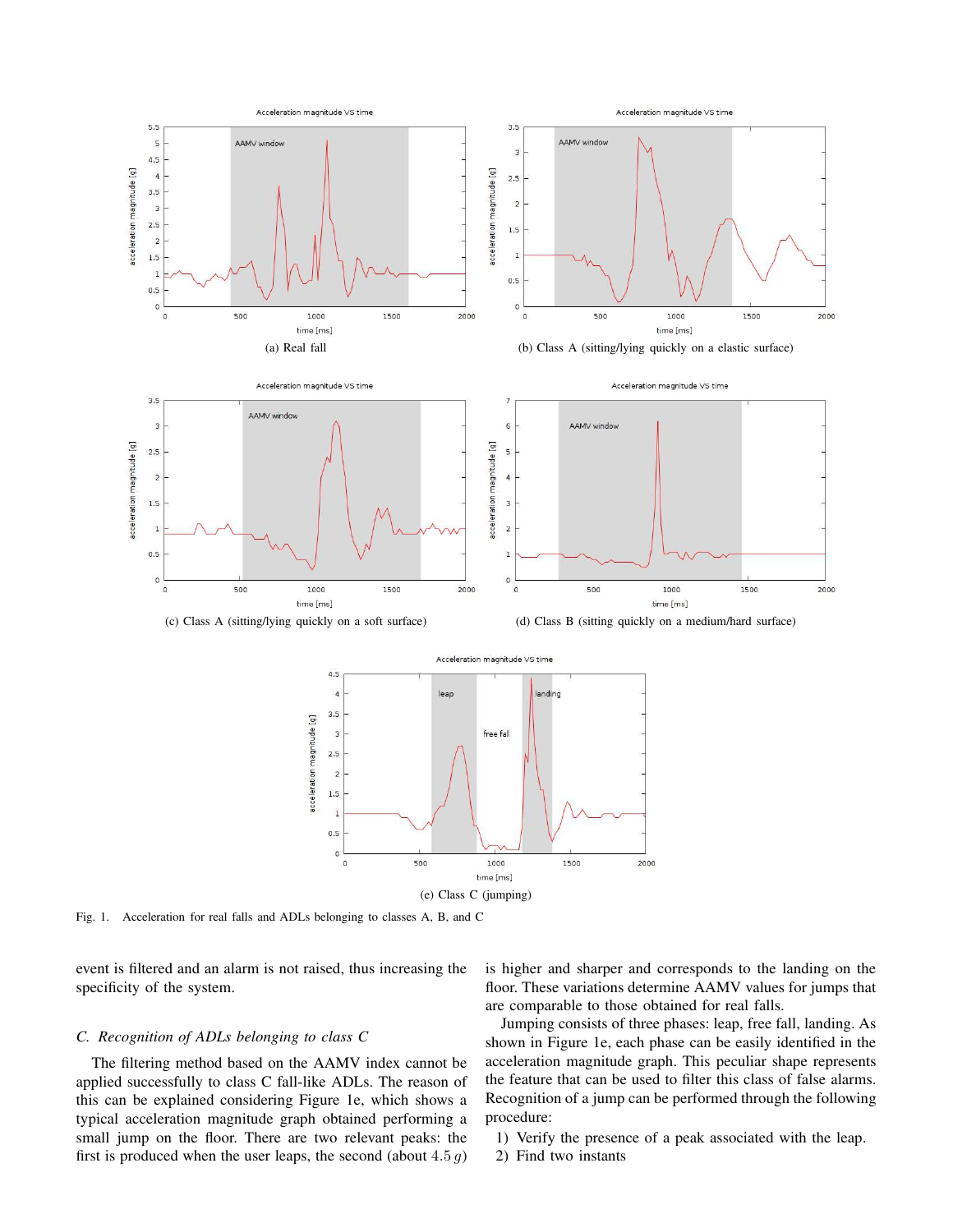(a) Real fall

(b) Class A (sitting/lying quickly on a elastic surface)

(c) Class A (sitting/lying quickly on a soft surface)

(d) Class B (sitting quickly on a medium/hard surface)

(e) Class C (jumping)

Fig. 1. Acceleration for real falls and ADLs belonging to classes A, B, and C

event is filtered and an alarm is not raised, thus increasing the specificity of the system.

### C. Recognition of ADLs belonging to class C

The filtering method based on the AAMV index cannot be applied successfully to class C fall-like ADLs. The reason of this can be explained considering Figure 1e, which shows a typical acceleration magnitude graph obtained performing a small jump on the floor. There are two relevant peaks: the first is produced when the user leaps, the second (about $4.5\,g$) is higher and sharper and corresponds to the landing on the floor. These variations determine AAMV values for jumps that are comparable to those obtained for real falls.

Jumping consists of three phases: leap, free fall, landing. As shown in Figure 1e, each phase can be easily identified in the acceleration magnitude graph. This peculiar shape represents the feature that can be used to filter this class of false alarms. Recognition of a jump can be performed through the following procedure:

1) Verify the presence of a peak associated with the leap.
2) Find two instants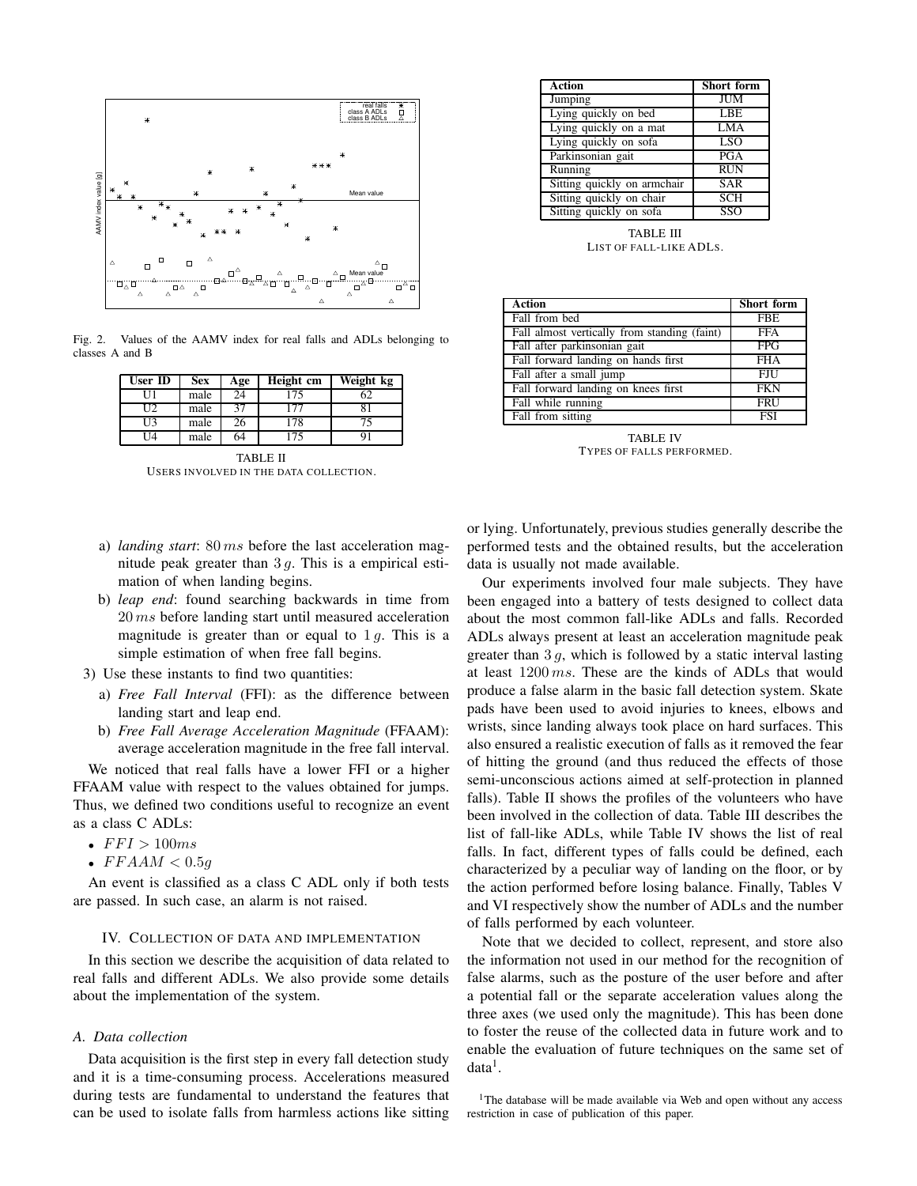Fig. 2. Values of the AAMV index for real falls and ADLs belonging to classes A and B

| User ID | Sex | Age | Height cm | Weight kg |
|---|---|---|---|---|
| U1 | male | 24 | 175 | 62 |
| U2 | male | 37 | 177 | 81 |
| U3 | male | 26 | 178 | 75 |
| U4 | male | 64 | 175 | 91 |

TABLE II
USERS INVOLVED IN THE DATA COLLECTION.

| Action | Short form |
|---|---|
| Jumping | JUM |
| Lying quickly on bed | LBE |
| Lying quickly on a mat | LMA |
| Lying quickly on sofa | LSO |
| Parkinsonian gait | PGA |
| Running | RUN |
| Sitting quickly on armchair | SAR |
| Sitting quickly on chair | SCH |
| Sitting quickly on sofa | SSO |

TABLE III
LIST OF FALL-LIKE ADLS.

| Action | Short form |
|---|---|
| Fall from bed | FBE |
| Fall almost vertically from standing (faint) | FFA |
| Fall after parkinsonian gait | FPG |
| Fall forward landing on hands first | FHA |
| Fall after a small jump | FJU |
| Fall forward landing on knees first | FKN |
| Fall while running | FRU |
| Fall from sitting | FSI |

TABLE IV
TYPES OF FALLS PERFORMED.

   a) *landing start*: $80\,ms$ before the last acceleration magnitude peak greater than $3\,g$. This is a empirical estimation of when landing begins.
   b) *leap end*: found searching backwards in time from $20\,ms$ before landing start until measured acceleration magnitude is greater than or equal to $1\,g$. This is a simple estimation of when free fall begins.
3) Use these instants to find two quantities:
   a) *Free Fall Interval* (FFI): as the difference between landing start and leap end.
   b) *Free Fall Average Acceleration Magnitude* (FFAAM): average acceleration magnitude in the free fall interval.

We noticed that real falls have a lower FFI or a higher FFAAM value with respect to the values obtained for jumps. Thus, we defined two conditions useful to recognize an event as a class C ADLs:

- $FFI > 100ms$
- $FFAAM < 0.5g$

An event is classified as a class C ADL only if both tests are passed. In such case, an alarm is not raised.

## IV. COLLECTION OF DATA AND IMPLEMENTATION

In this section we describe the acquisition of data related to real falls and different ADLs. We also provide some details about the implementation of the system.

### A. Data collection

Data acquisition is the first step in every fall detection study and it is a time-consuming process. Accelerations measured during tests are fundamental to understand the features that can be used to isolate falls from harmless actions like sitting or lying. Unfortunately, previous studies generally describe the performed tests and the obtained results, but the acceleration data is usually not made available.

Our experiments involved four male subjects. They have been engaged into a battery of tests designed to collect data about the most common fall-like ADLs and falls. Recorded ADLs always present at least an acceleration magnitude peak greater than $3\,g$, which is followed by a static interval lasting at least $1200\,ms$. These are the kinds of ADLs that would produce a false alarm in the basic fall detection system. Skate pads have been used to avoid injuries to knees, elbows and wrists, since landing always took place on hard surfaces. This also ensured a realistic execution of falls as it removed the fear of hitting the ground (and thus reduced the effects of those semi-unconscious actions aimed at self-protection in planned falls). Table II shows the profiles of the volunteers who have been involved in the collection of data. Table III describes the list of fall-like ADLs, while Table IV shows the list of real falls. In fact, different types of falls could be defined, each characterized by a peculiar way of landing on the floor, or by the action performed before losing balance. Finally, Tables V and VI respectively show the number of ADLs and the number of falls performed by each volunteer.

Note that we decided to collect, represent, and store also the information not used in our method for the recognition of false alarms, such as the posture of the user before and after a potential fall or the separate acceleration values along the three axes (we used only the magnitude). This has been done to foster the reuse of the collected data in future work and to enable the evaluation of future techniques on the same set of data[1].

[1]The database will be made available via Web and open without any access restriction in case of publication of this paper.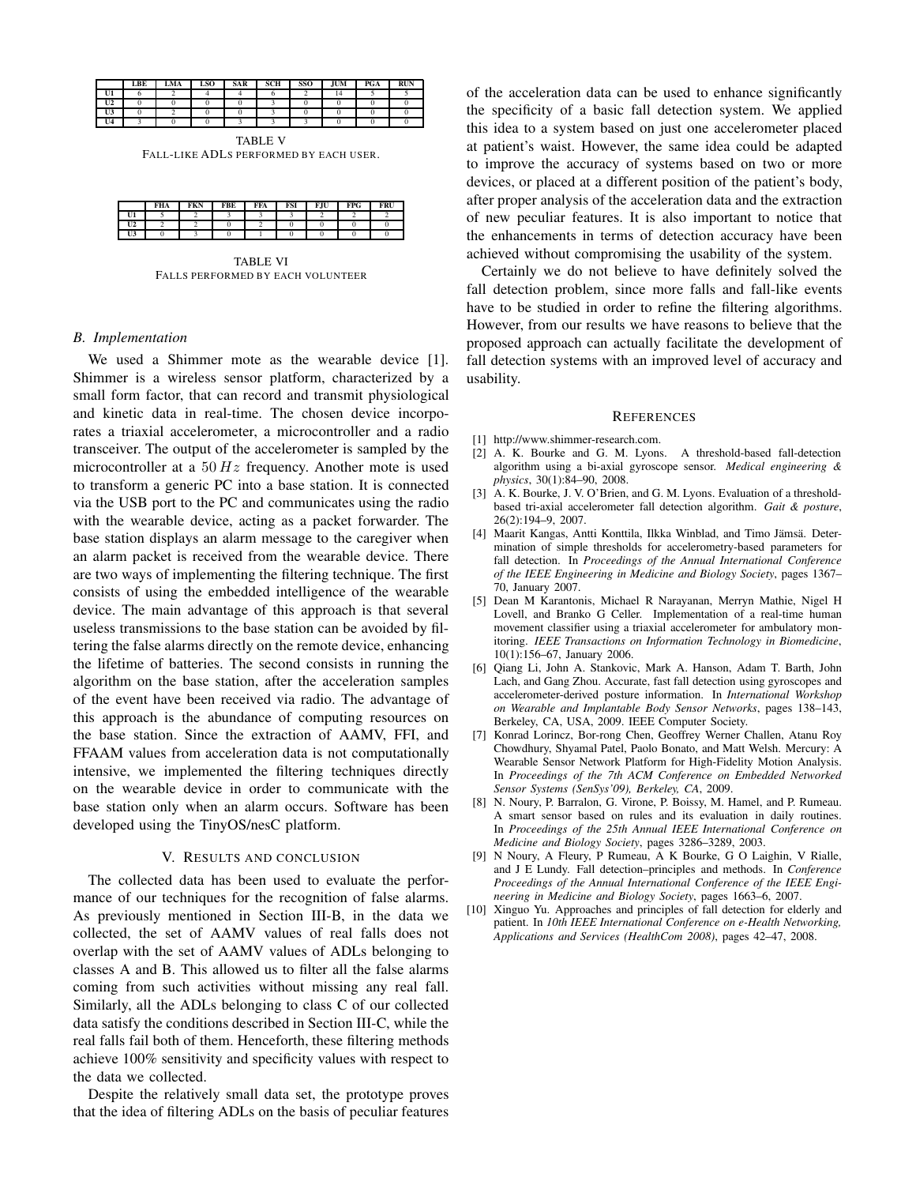| | LBE | LMA | LSO | SAR | SCH | SSO | JUM | PGA | RUN |
|---|---|---|---|---|---|---|---|---|---|
| U1 | 6 | 2 | 4 | 4 | 6 | 2 | 14 | 5 | 5 |
| U2 | 0 | 0 | 0 | 0 | 3 | 0 | 0 | 0 | 0 |
| U3 | 0 | 2 | 0 | 0 | 3 | 0 | 0 | 0 | 0 |
| U4 | 3 | 0 | 0 | 3 | 3 | 3 | 0 | 0 | 0 |

TABLE V
FALL-LIKE ADLS PERFORMED BY EACH USER.

| | FHA | FKN | FBE | FFA | FSI | FJU | FPG | FRU |
|---|---|---|---|---|---|---|---|---|
| U1 | 5 | 2 | 3 | 3 | 3 | 2 | 2 | 2 |
| U2 | 2 | 2 | 0 | 2 | 0 | 0 | 0 | 0 |
| U3 | 0 | 3 | 0 | 1 | 0 | 0 | 0 | 0 |

TABLE VI
FALLS PERFORMED BY EACH VOLUNTEER

### *B. Implementation*

We used a Shimmer mote as the wearable device [1]. Shimmer is a wireless sensor platform, characterized by a small form factor, that can record and transmit physiological and kinetic data in real-time. The chosen device incorporates a triaxial accelerometer, a microcontroller and a radio transceiver. The output of the accelerometer is sampled by the microcontroller at a $50\,Hz$ frequency. Another mote is used to transform a generic PC into a base station. It is connected via the USB port to the PC and communicates using the radio with the wearable device, acting as a packet forwarder. The base station displays an alarm message to the caregiver when an alarm packet is received from the wearable device. There are two ways of implementing the filtering technique. The first consists of using the embedded intelligence of the wearable device. The main advantage of this approach is that several useless transmissions to the base station can be avoided by filtering the false alarms directly on the remote device, enhancing the lifetime of batteries. The second consists in running the algorithm on the base station, after the acceleration samples of the event have been received via radio. The advantage of this approach is the abundance of computing resources on the base station. Since the extraction of AAMV, FFI, and FFAAM values from acceleration data is not computationally intensive, we implemented the filtering techniques directly on the wearable device in order to communicate with the base station only when an alarm occurs. Software has been developed using the TinyOS/nesC platform.

## V. RESULTS AND CONCLUSION

The collected data has been used to evaluate the performance of our techniques for the recognition of false alarms. As previously mentioned in Section III-B, in the data we collected, the set of AAMV values of real falls does not overlap with the set of AAMV values of ADLs belonging to classes A and B. This allowed us to filter all the false alarms coming from such activities without missing any real fall. Similarly, all the ADLs belonging to class C of our collected data satisfy the conditions described in Section III-C, while the real falls fail both of them. Henceforth, these filtering methods achieve 100% sensitivity and specificity values with respect to the data we collected.

Despite the relatively small data set, the prototype proves that the idea of filtering ADLs on the basis of peculiar features of the acceleration data can be used to enhance significantly the specificity of a basic fall detection system. We applied this idea to a system based on just one accelerometer placed at patient's waist. However, the same idea could be adapted to improve the accuracy of systems based on two or more devices, or placed at a different position of the patient's body, after proper analysis of the acceleration data and the extraction of new peculiar features. It is also important to notice that the enhancements in terms of detection accuracy have been achieved without compromising the usability of the system.

Certainly we do not believe to have definitely solved the fall detection problem, since more falls and fall-like events have to be studied in order to refine the filtering algorithms. However, from our results we have reasons to believe that the proposed approach can actually facilitate the development of fall detection systems with an improved level of accuracy and usability.

## REFERENCES

[1] http://www.shimmer-research.com.

[2] A. K. Bourke and G. M. Lyons. A threshold-based fall-detection algorithm using a bi-axial gyroscope sensor. *Medical engineering & physics*, 30(1):84–90, 2008.

[3] A. K. Bourke, J. V. O'Brien, and G. M. Lyons. Evaluation of a threshold-based tri-axial accelerometer fall detection algorithm. *Gait & posture*, 26(2):194–9, 2007.

[4] Maarit Kangas, Antti Konttila, Ilkka Winblad, and Timo Jämsä. Determination of simple thresholds for accelerometry-based parameters for fall detection. In *Proceedings of the Annual International Conference of the IEEE Engineering in Medicine and Biology Society*, pages 1367–70, January 2007.

[5] Dean M Karantonis, Michael R Narayanan, Merryn Mathie, Nigel H Lovell, and Branko G Celler. Implementation of a real-time human movement classifier using a triaxial accelerometer for ambulatory monitoring. *IEEE Transactions on Information Technology in Biomedicine*, 10(1):156–67, January 2006.

[6] Qiang Li, John A. Stankovic, Mark A. Hanson, Adam T. Barth, John Lach, and Gang Zhou. Accurate, fast fall detection using gyroscopes and accelerometer-derived posture information. In *International Workshop on Wearable and Implantable Body Sensor Networks*, pages 138–143, Berkeley, CA, USA, 2009. IEEE Computer Society.

[7] Konrad Lorincz, Bor-rong Chen, Geoffrey Werner Challen, Atanu Roy Chowdhury, Shyamal Patel, Paolo Bonato, and Matt Welsh. Mercury: A Wearable Sensor Network Platform for High-Fidelity Motion Analysis. In *Proceedings of the 7th ACM Conference on Embedded Networked Sensor Systems (SenSys'09), Berkeley, CA*, 2009.

[8] N. Noury, P. Barralon, G. Virone, P. Boissy, M. Hamel, and P. Rumeau. A smart sensor based on rules and its evaluation in daily routines. In *Proceedings of the 25th Annual IEEE International Conference on Medicine and Biology Society*, pages 3286–3289, 2003.

[9] N Noury, A Fleury, P Rumeau, A K Bourke, G O Laighin, V Rialle, and J E Lundy. Fall detection–principles and methods. In *Conference Proceedings of the Annual International Conference of the IEEE Engineering in Medicine and Biology Society*, pages 1663–6, 2007.

[10] Xinguo Yu. Approaches and principles of fall detection for elderly and patient. In *10th IEEE International Conference on e-Health Networking, Applications and Services (HealthCom 2008)*, pages 42–47, 2008.